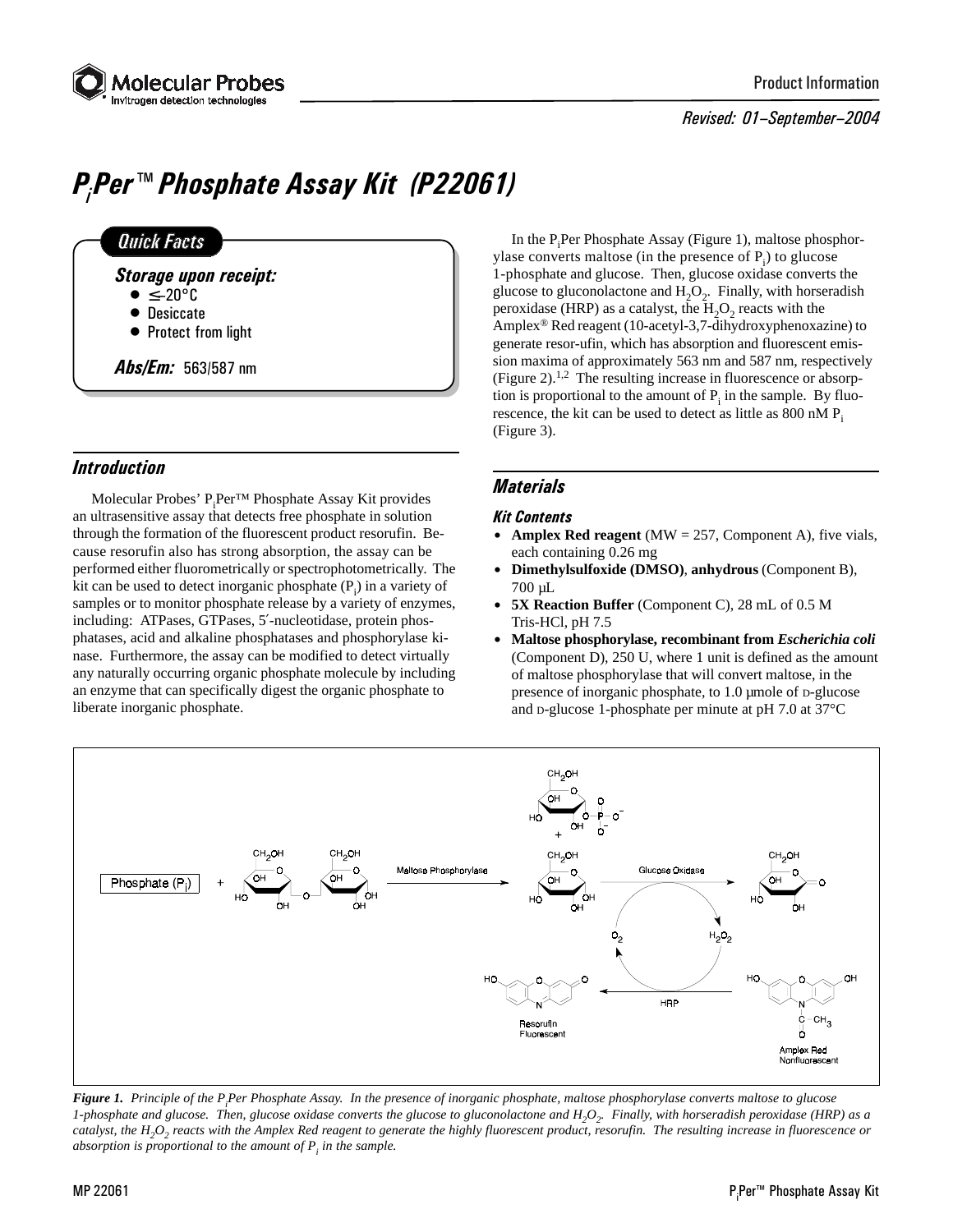Product Information

*Revised: 01–September–2004*

# $P_i$Per™ Phosphate Assay Kit (P22061)

## Quick Facts

**Storage upon receipt:**

- ≤–20°C
- Desiccate
- Protect from light

**Abs/Em:** 563/587 nm

## Introduction

Molecular Probes' $P_i$Per™ Phosphate Assay Kit provides an ultrasensitive assay that detects free phosphate in solution through the formation of the fluorescent product resorufin. Because resorufin also has strong absorption, the assay can be performed either fluorometrically or spectrophotometrically. The kit can be used to detect inorganic phosphate ($P_i$) in a variety of samples or to monitor phosphate release by a variety of enzymes, including: ATPases, GTPases, 5′-nucleotidase, protein phosphatases, acid and alkaline phosphatases and phosphorylase kinase. Furthermore, the assay can be modified to detect virtually any naturally occurring organic phosphate molecule by including an enzyme that can specifically digest the organic phosphate to liberate inorganic phosphate.

In the $P_i$Per Phosphate Assay (Figure 1), maltose phosphorylase converts maltose (in the presence of $P_i$) to glucose 1-phosphate and glucose. Then, glucose oxidase converts the glucose to gluconolactone and $H_2O_2$. Finally, with horseradish peroxidase (HRP) as a catalyst, the $H_2O_2$ reacts with the Amplex® Red reagent (10-acetyl-3,7-dihydroxyphenoxazine) to generate resor-ufin, which has absorption and fluorescent emission maxima of approximately 563 nm and 587 nm, respectively (Figure 2).[1,2] The resulting increase in fluorescence or absorption is proportional to the amount of $P_i$ in the sample. By fluorescence, the kit can be used to detect as little as 800 nM $P_i$ (Figure 3).

## Materials

### Kit Contents

- **Amplex Red reagent** (MW = 257, Component A), five vials, each containing 0.26 mg
- **Dimethylsulfoxide (DMSO)**, **anhydrous** (Component B), 700 µL
- **5X Reaction Buffer** (Component C), 28 mL of 0.5 M Tris-HCl, pH 7.5
- **Maltose phosphorylase, recombinant from *Escherichia coli*** (Component D), 250 U, where 1 unit is defined as the amount of maltose phosphorylase that will convert maltose, in the presence of inorganic phosphate, to 1.0 µmole of D-glucose and D-glucose 1-phosphate per minute at pH 7.0 at 37°C

*Figure 1. Principle of the $P_i$Per Phosphate Assay. In the presence of inorganic phosphate, maltose phosphorylase converts maltose to glucose 1-phosphate and glucose. Then, glucose oxidase converts the glucose to gluconolactone and $H_2O_2$. Finally, with horseradish peroxidase (HRP) as a catalyst, the $H_2O_2$ reacts with the Amplex Red reagent to generate the highly fluorescent product, resorufin. The resulting increase in fluorescence or absorption is proportional to the amount of $P_i$ in the sample.*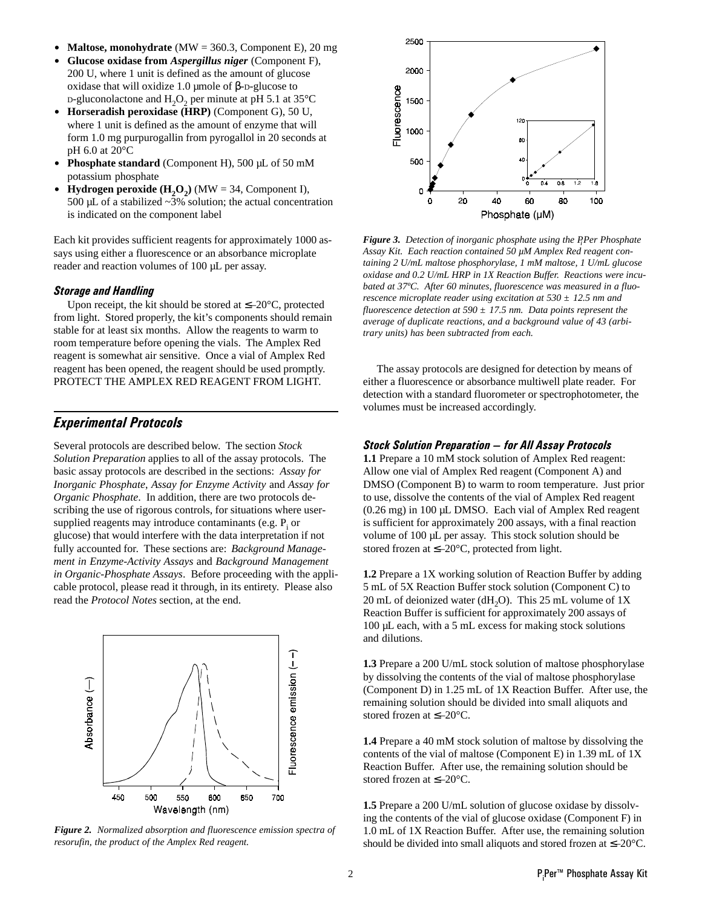- **Maltose, monohydrate** (MW = 360.3, Component E), 20 mg
- **Glucose oxidase from *Aspergillus niger*** (Component F), 200 U, where 1 unit is defined as the amount of glucose oxidase that will oxidize 1.0 µmole of β-D-glucose to D-gluconolactone and $H_2O_2$ per minute at pH 5.1 at 35°C
- **Horseradish peroxidase (HRP)** (Component G), 50 U, where 1 unit is defined as the amount of enzyme that will form 1.0 mg purpurogallin from pyrogallol in 20 seconds at pH 6.0 at 20°C
- **Phosphate standard** (Component H), 500 µL of 50 mM potassium phosphate
- **Hydrogen peroxide ($H_2O_2$)** (MW = 34, Component I), 500 µL of a stabilized ~3% solution; the actual concentration is indicated on the component label

Each kit provides sufficient reagents for approximately 1000 assays using either a fluorescence or an absorbance microplate reader and reaction volumes of 100 µL per assay.

### Storage and Handling

Upon receipt, the kit should be stored at ≤–20°C, protected from light. Stored properly, the kit's components should remain stable for at least six months. Allow the reagents to warm to room temperature before opening the vials. The Amplex Red reagent is somewhat air sensitive. Once a vial of Amplex Red reagent has been opened, the reagent should be used promptly. PROTECT THE AMPLEX RED REAGENT FROM LIGHT.

## Experimental Protocols

Several protocols are described below. The section *Stock Solution Preparation* applies to all of the assay protocols. The basic assay protocols are described in the sections: *Assay for Inorganic Phosphate*, *Assay for Enzyme Activity* and *Assay for Organic Phosphate*. In addition, there are two protocols describing the use of rigorous controls, for situations where user-supplied reagents may introduce contaminants (e.g. $P_i$ or glucose) that would interfere with the data interpretation if not fully accounted for. These sections are: *Background Management in Enzyme-Activity Assays* and *Background Management in Organic-Phosphate Assays*. Before proceeding with the applicable protocol, please read it through, in its entirety. Please also read the *Protocol Notes* section, at the end.

***Figure 2.** Normalized absorption and fluorescence emission spectra of resorufin, the product of the Amplex Red reagent.*

***Figure 3.** Detection of inorganic phosphate using the $P_i$Per Phosphate Assay Kit. Each reaction contained 50 µM Amplex Red reagent containing 2 U/mL maltose phosphorylase, 1 mM maltose, 1 U/mL glucose oxidase and 0.2 U/mL HRP in 1X Reaction Buffer. Reactions were incubated at 37ºC. After 60 minutes, fluorescence was measured in a fluorescence microplate reader using excitation at 530 ± 12.5 nm and fluorescence detection at 590 ± 17.5 nm. Data points represent the average of duplicate reactions, and a background value of 43 (arbitrary units) has been subtracted from each.*

The assay protocols are designed for detection by means of either a fluorescence or absorbance multiwell plate reader. For detection with a standard fluorometer or spectrophotometer, the volumes must be increased accordingly.

### Stock Solution Preparation – for All Assay Protocols

**1.1** Prepare a 10 mM stock solution of Amplex Red reagent: Allow one vial of Amplex Red reagent (Component A) and DMSO (Component B) to warm to room temperature. Just prior to use, dissolve the contents of the vial of Amplex Red reagent (0.26 mg) in 100 µL DMSO. Each vial of Amplex Red reagent is sufficient for approximately 200 assays, with a final reaction volume of 100 µL per assay. This stock solution should be stored frozen at ≤–20°C, protected from light.

**1.2** Prepare a 1X working solution of Reaction Buffer by adding 5 mL of 5X Reaction Buffer stock solution (Component C) to 20 mL of deionized water ($dH_2O$). This 25 mL volume of 1X Reaction Buffer is sufficient for approximately 200 assays of 100 µL each, with a 5 mL excess for making stock solutions and dilutions.

**1.3** Prepare a 200 U/mL stock solution of maltose phosphorylase by dissolving the contents of the vial of maltose phosphorylase (Component D) in 1.25 mL of 1X Reaction Buffer. After use, the remaining solution should be divided into small aliquots and stored frozen at ≤–20°C.

**1.4** Prepare a 40 mM stock solution of maltose by dissolving the contents of the vial of maltose (Component E) in 1.39 mL of 1X Reaction Buffer. After use, the remaining solution should be stored frozen at ≤–20°C.

**1.5** Prepare a 200 U/mL solution of glucose oxidase by dissolving the contents of the vial of glucose oxidase (Component F) in 1.0 mL of 1X Reaction Buffer. After use, the remaining solution should be divided into small aliquots and stored frozen at ≤–20°C.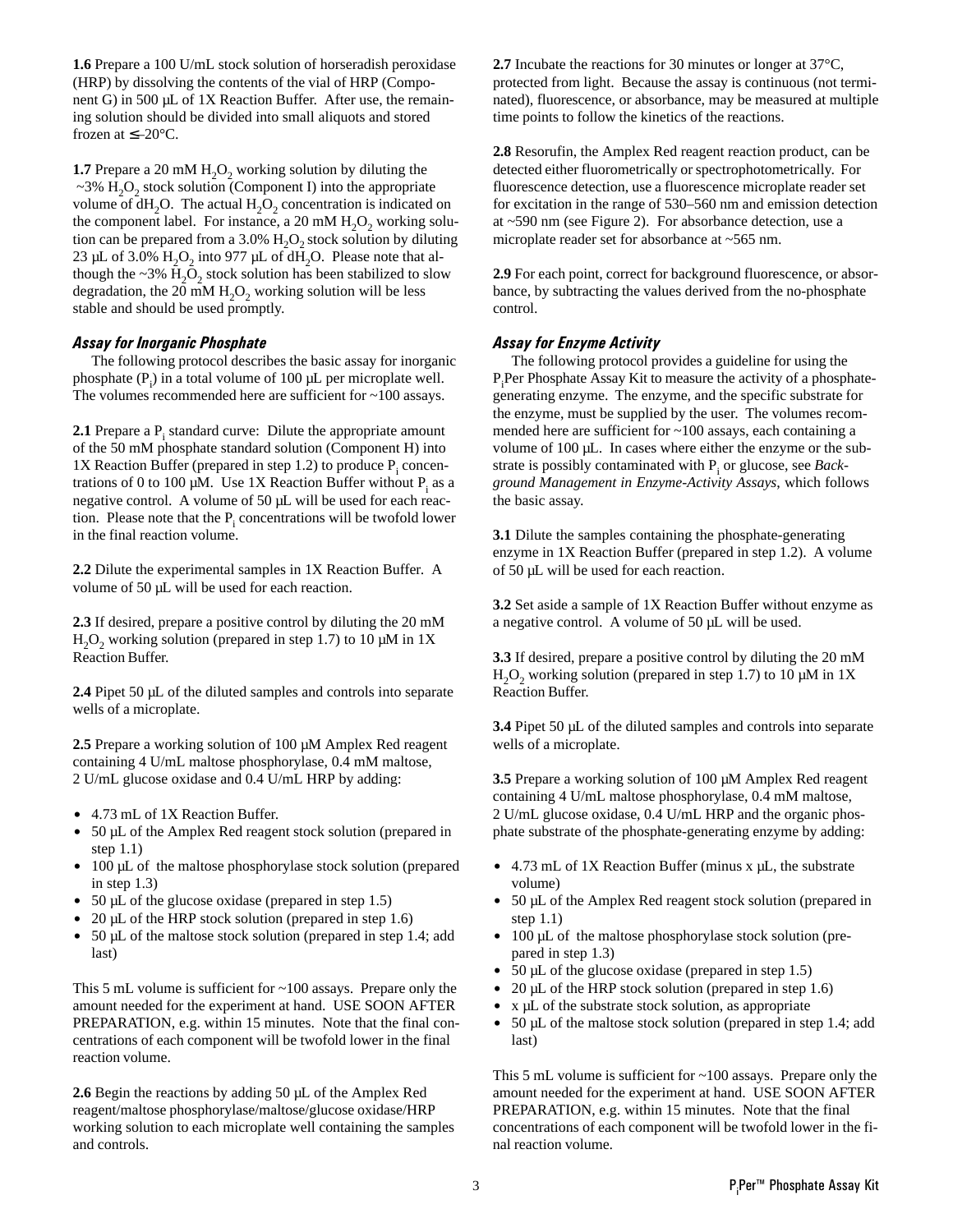**1.6** Prepare a 100 U/mL stock solution of horseradish peroxidase (HRP) by dissolving the contents of the vial of HRP (Component G) in 500 µL of 1X Reaction Buffer. After use, the remaining solution should be divided into small aliquots and stored frozen at ≤–20°C.

**1.7** Prepare a 20 mM $H_2O_2$ working solution by diluting the ~3% $H_2O_2$ stock solution (Component I) into the appropriate volume of $dH_2O$. The actual $H_2O_2$ concentration is indicated on the component label. For instance, a 20 mM $H_2O_2$ working solution can be prepared from a 3.0% $H_2O_2$ stock solution by diluting 23 µL of 3.0% $H_2O_2$ into 977 µL of $dH_2O$. Please note that although the ~3% $H_2O_2$ stock solution has been stabilized to slow degradation, the 20 mM $H_2O_2$ working solution will be less stable and should be used promptly.

### *Assay for Inorganic Phosphate*

The following protocol describes the basic assay for inorganic phosphate ($P_i$) in a total volume of 100 µL per microplate well. The volumes recommended here are sufficient for ~100 assays.

**2.1** Prepare a $P_i$ standard curve: Dilute the appropriate amount of the 50 mM phosphate standard solution (Component H) into 1X Reaction Buffer (prepared in step 1.2) to produce $P_i$ concentrations of 0 to 100 µM. Use 1X Reaction Buffer without $P_i$ as a negative control. A volume of 50 µL will be used for each reaction. Please note that the $P_i$ concentrations will be twofold lower in the final reaction volume.

**2.2** Dilute the experimental samples in 1X Reaction Buffer. A volume of 50 µL will be used for each reaction.

**2.3** If desired, prepare a positive control by diluting the 20 mM $H_2O_2$ working solution (prepared in step 1.7) to 10 µM in 1X Reaction Buffer.

**2.4** Pipet 50 µL of the diluted samples and controls into separate wells of a microplate.

**2.5** Prepare a working solution of 100 µM Amplex Red reagent containing 4 U/mL maltose phosphorylase, 0.4 mM maltose, 2 U/mL glucose oxidase and 0.4 U/mL HRP by adding:

- 4.73 mL of 1X Reaction Buffer.
- 50 µL of the Amplex Red reagent stock solution (prepared in step 1.1)
- 100 µL of the maltose phosphorylase stock solution (prepared in step 1.3)
- 50 µL of the glucose oxidase (prepared in step 1.5)
- 20 µL of the HRP stock solution (prepared in step 1.6)
- 50 µL of the maltose stock solution (prepared in step 1.4; add last)

This 5 mL volume is sufficient for ~100 assays. Prepare only the amount needed for the experiment at hand. USE SOON AFTER PREPARATION, e.g. within 15 minutes. Note that the final concentrations of each component will be twofold lower in the final reaction volume.

**2.6** Begin the reactions by adding 50 µL of the Amplex Red reagent/maltose phosphorylase/maltose/glucose oxidase/HRP working solution to each microplate well containing the samples and controls.

**2.7** Incubate the reactions for 30 minutes or longer at 37°C, protected from light. Because the assay is continuous (not terminated), fluorescence, or absorbance, may be measured at multiple time points to follow the kinetics of the reactions.

**2.8** Resorufin, the Amplex Red reagent reaction product, can be detected either fluorometrically or spectrophotometrically. For fluorescence detection, use a fluorescence microplate reader set for excitation in the range of 530–560 nm and emission detection at ~590 nm (see Figure 2). For absorbance detection, use a microplate reader set for absorbance at ~565 nm.

**2.9** For each point, correct for background fluorescence, or absorbance, by subtracting the values derived from the no-phosphate control.

### *Assay for Enzyme Activity*

The following protocol provides a guideline for using the $P_i$Per Phosphate Assay Kit to measure the activity of a phosphate-generating enzyme. The enzyme, and the specific substrate for the enzyme, must be supplied by the user. The volumes recommended here are sufficient for ~100 assays, each containing a volume of 100 µL. In cases where either the enzyme or the substrate is possibly contaminated with $P_i$ or glucose, see *Background Management in Enzyme-Activity Assays*, which follows the basic assay.

**3.1** Dilute the samples containing the phosphate-generating enzyme in 1X Reaction Buffer (prepared in step 1.2). A volume of 50 µL will be used for each reaction.

**3.2** Set aside a sample of 1X Reaction Buffer without enzyme as a negative control. A volume of 50 µL will be used.

**3.3** If desired, prepare a positive control by diluting the 20 mM $H_2O_2$ working solution (prepared in step 1.7) to 10 µM in 1X Reaction Buffer.

**3.4** Pipet 50 µL of the diluted samples and controls into separate wells of a microplate.

**3.5** Prepare a working solution of 100 µM Amplex Red reagent containing 4 U/mL maltose phosphorylase, 0.4 mM maltose, 2 U/mL glucose oxidase, 0.4 U/mL HRP and the organic phosphate substrate of the phosphate-generating enzyme by adding:

- 4.73 mL of 1X Reaction Buffer (minus x µL, the substrate volume)
- 50 µL of the Amplex Red reagent stock solution (prepared in step 1.1)
- 100 µL of the maltose phosphorylase stock solution (prepared in step 1.3)
- 50 µL of the glucose oxidase (prepared in step 1.5)
- 20 µL of the HRP stock solution (prepared in step 1.6)
- x µL of the substrate stock solution, as appropriate
- 50 µL of the maltose stock solution (prepared in step 1.4; add last)

This 5 mL volume is sufficient for ~100 assays. Prepare only the amount needed for the experiment at hand. USE SOON AFTER PREPARATION, e.g. within 15 minutes. Note that the final concentrations of each component will be twofold lower in the final reaction volume.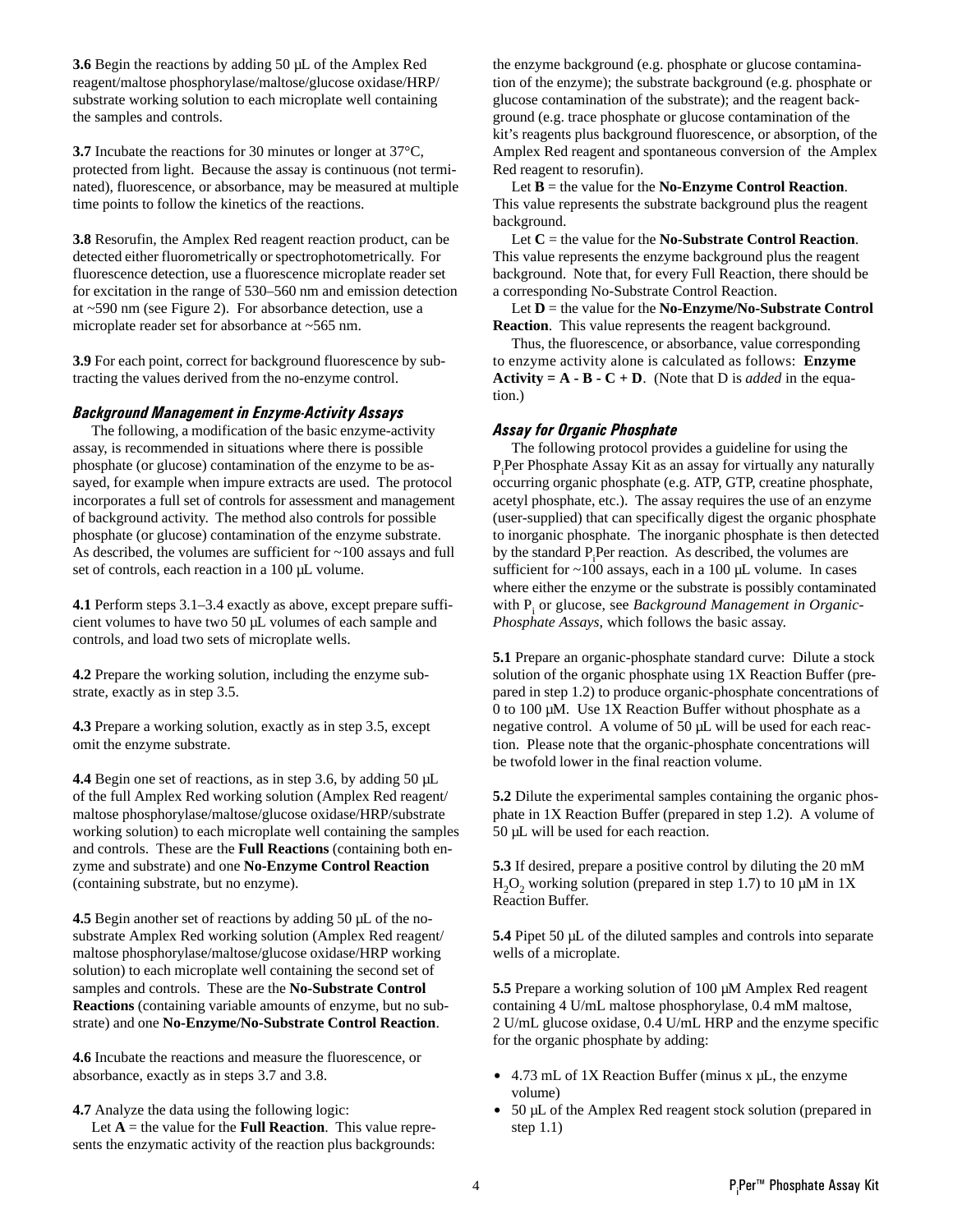**3.6** Begin the reactions by adding 50 µL of the Amplex Red reagent/maltose phosphorylase/maltose/glucose oxidase/HRP/substrate working solution to each microplate well containing the samples and controls.

**3.7** Incubate the reactions for 30 minutes or longer at 37°C, protected from light. Because the assay is continuous (not terminated), fluorescence, or absorbance, may be measured at multiple time points to follow the kinetics of the reactions.

**3.8** Resorufin, the Amplex Red reagent reaction product, can be detected either fluorometrically or spectrophotometrically. For fluorescence detection, use a fluorescence microplate reader set for excitation in the range of 530–560 nm and emission detection at ~590 nm (see Figure 2). For absorbance detection, use a microplate reader set for absorbance at ~565 nm.

**3.9** For each point, correct for background fluorescence by subtracting the values derived from the no-enzyme control.

### *Background Management in Enzyme-Activity Assays*

The following, a modification of the basic enzyme-activity assay, is recommended in situations where there is possible phosphate (or glucose) contamination of the enzyme to be assayed, for example when impure extracts are used. The protocol incorporates a full set of controls for assessment and management of background activity. The method also controls for possible phosphate (or glucose) contamination of the enzyme substrate. As described, the volumes are sufficient for ~100 assays and full set of controls, each reaction in a 100 µL volume.

**4.1** Perform steps 3.1–3.4 exactly as above, except prepare sufficient volumes to have two 50 µL volumes of each sample and controls, and load two sets of microplate wells.

**4.2** Prepare the working solution, including the enzyme substrate, exactly as in step 3.5.

**4.3** Prepare a working solution, exactly as in step 3.5, except omit the enzyme substrate.

**4.4** Begin one set of reactions, as in step 3.6, by adding 50 µL of the full Amplex Red working solution (Amplex Red reagent/maltose phosphorylase/maltose/glucose oxidase/HRP/substrate working solution) to each microplate well containing the samples and controls. These are the **Full Reactions** (containing both enzyme and substrate) and one **No-Enzyme Control Reaction** (containing substrate, but no enzyme).

**4.5** Begin another set of reactions by adding 50 µL of the no-substrate Amplex Red working solution (Amplex Red reagent/maltose phosphorylase/maltose/glucose oxidase/HRP working solution) to each microplate well containing the second set of samples and controls. These are the **No-Substrate Control Reactions** (containing variable amounts of enzyme, but no substrate) and one **No-Enzyme/No-Substrate Control Reaction**.

**4.6** Incubate the reactions and measure the fluorescence, or absorbance, exactly as in steps 3.7 and 3.8.

**4.7** Analyze the data using the following logic:

Let **A** = the value for the **Full Reaction**. This value represents the enzymatic activity of the reaction plus backgrounds: the enzyme background (e.g. phosphate or glucose contamination of the enzyme); the substrate background (e.g. phosphate or glucose contamination of the substrate); and the reagent background (e.g. trace phosphate or glucose contamination of the kit's reagents plus background fluorescence, or absorption, of the Amplex Red reagent and spontaneous conversion of the Amplex Red reagent to resorufin).

Let **B** = the value for the **No-Enzyme Control Reaction**. This value represents the substrate background plus the reagent background.

Let **C** = the value for the **No-Substrate Control Reaction**. This value represents the enzyme background plus the reagent background. Note that, for every Full Reaction, there should be a corresponding No-Substrate Control Reaction.

Let **D** = the value for the **No-Enzyme/No-Substrate Control Reaction**. This value represents the reagent background.

Thus, the fluorescence, or absorbance, value corresponding to enzyme activity alone is calculated as follows: **Enzyme Activity = A - B - C + D**. (Note that D is *added* in the equation.)

### *Assay for Organic Phosphate*

The following protocol provides a guideline for using the $P_i$Per Phosphate Assay Kit as an assay for virtually any naturally occurring organic phosphate (e.g. ATP, GTP, creatine phosphate, acetyl phosphate, etc.). The assay requires the use of an enzyme (user-supplied) that can specifically digest the organic phosphate to inorganic phosphate. The inorganic phosphate is then detected by the standard $P_i$Per reaction. As described, the volumes are sufficient for ~100 assays, each in a 100 µL volume. In cases where either the enzyme or the substrate is possibly contaminated with $P_i$ or glucose, see *Background Management in Organic-Phosphate Assays*, which follows the basic assay.

**5.1** Prepare an organic-phosphate standard curve: Dilute a stock solution of the organic phosphate using 1X Reaction Buffer (prepared in step 1.2) to produce organic-phosphate concentrations of 0 to 100 µM. Use 1X Reaction Buffer without phosphate as a negative control. A volume of 50 µL will be used for each reaction. Please note that the organic-phosphate concentrations will be twofold lower in the final reaction volume.

**5.2** Dilute the experimental samples containing the organic phosphate in 1X Reaction Buffer (prepared in step 1.2). A volume of 50 µL will be used for each reaction.

**5.3** If desired, prepare a positive control by diluting the 20 mM $H_2O_2$ working solution (prepared in step 1.7) to 10 µM in 1X Reaction Buffer.

**5.4** Pipet 50 µL of the diluted samples and controls into separate wells of a microplate.

**5.5** Prepare a working solution of 100 µM Amplex Red reagent containing 4 U/mL maltose phosphorylase, 0.4 mM maltose, 2 U/mL glucose oxidase, 0.4 U/mL HRP and the enzyme specific for the organic phosphate by adding:

- 4.73 mL of 1X Reaction Buffer (minus x µL, the enzyme volume)
- 50 µL of the Amplex Red reagent stock solution (prepared in step 1.1)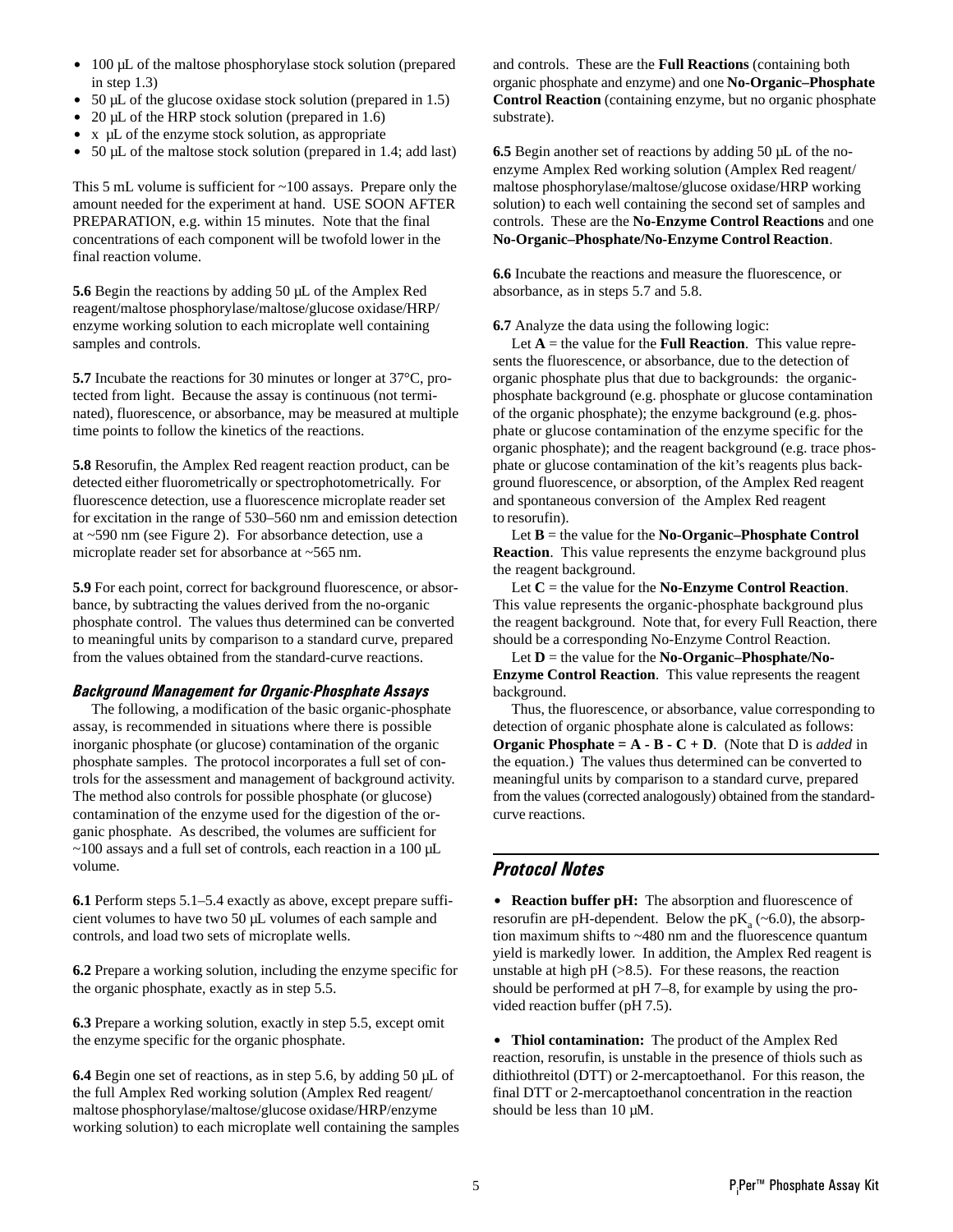- 100 µL of the maltose phosphorylase stock solution (prepared in step 1.3)
- 50 µL of the glucose oxidase stock solution (prepared in 1.5)
- 20 µL of the HRP stock solution (prepared in 1.6)
- x µL of the enzyme stock solution, as appropriate
- 50 µL of the maltose stock solution (prepared in 1.4; add last)

This 5 mL volume is sufficient for ~100 assays. Prepare only the amount needed for the experiment at hand. USE SOON AFTER PREPARATION, e.g. within 15 minutes. Note that the final concentrations of each component will be twofold lower in the final reaction volume.

**5.6** Begin the reactions by adding 50 µL of the Amplex Red reagent/maltose phosphorylase/maltose/glucose oxidase/HRP/enzyme working solution to each microplate well containing samples and controls.

**5.7** Incubate the reactions for 30 minutes or longer at 37°C, protected from light. Because the assay is continuous (not terminated), fluorescence, or absorbance, may be measured at multiple time points to follow the kinetics of the reactions.

**5.8** Resorufin, the Amplex Red reagent reaction product, can be detected either fluorometrically or spectrophotometrically. For fluorescence detection, use a fluorescence microplate reader set for excitation in the range of 530–560 nm and emission detection at ~590 nm (see Figure 2). For absorbance detection, use a microplate reader set for absorbance at ~565 nm.

**5.9** For each point, correct for background fluorescence, or absorbance, by subtracting the values derived from the no-organic phosphate control. The values thus determined can be converted to meaningful units by comparison to a standard curve, prepared from the values obtained from the standard-curve reactions.

### *Background Management for Organic-Phosphate Assays*

The following, a modification of the basic organic-phosphate assay, is recommended in situations where there is possible inorganic phosphate (or glucose) contamination of the organic phosphate samples. The protocol incorporates a full set of controls for the assessment and management of background activity. The method also controls for possible phosphate (or glucose) contamination of the enzyme used for the digestion of the organic phosphate. As described, the volumes are sufficient for ~100 assays and a full set of controls, each reaction in a 100 µL volume.

**6.1** Perform steps 5.1–5.4 exactly as above, except prepare sufficient volumes to have two 50 µL volumes of each sample and controls, and load two sets of microplate wells.

**6.2** Prepare a working solution, including the enzyme specific for the organic phosphate, exactly as in step 5.5.

**6.3** Prepare a working solution, exactly in step 5.5, except omit the enzyme specific for the organic phosphate.

**6.4** Begin one set of reactions, as in step 5.6, by adding 50 µL of the full Amplex Red working solution (Amplex Red reagent/maltose phosphorylase/maltose/glucose oxidase/HRP/enzyme working solution) to each microplate well containing the samples and controls. These are the **Full Reactions** (containing both organic phosphate and enzyme) and one **No-Organic–Phosphate Control Reaction** (containing enzyme, but no organic phosphate substrate).

**6.5** Begin another set of reactions by adding 50 µL of the no-enzyme Amplex Red working solution (Amplex Red reagent/maltose phosphorylase/maltose/glucose oxidase/HRP working solution) to each well containing the second set of samples and controls. These are the **No-Enzyme Control Reactions** and one **No-Organic–Phosphate/No-Enzyme Control Reaction**.

**6.6** Incubate the reactions and measure the fluorescence, or absorbance, as in steps 5.7 and 5.8.

**6.7** Analyze the data using the following logic:

Let **A** = the value for the **Full Reaction**. This value represents the fluorescence, or absorbance, due to the detection of organic phosphate plus that due to backgrounds: the organic-phosphate background (e.g. phosphate or glucose contamination of the organic phosphate); the enzyme background (e.g. phosphate or glucose contamination of the enzyme specific for the organic phosphate); and the reagent background (e.g. trace phosphate or glucose contamination of the kit's reagents plus background fluorescence, or absorption, of the Amplex Red reagent and spontaneous conversion of the Amplex Red reagent to resorufin).

Let **B** = the value for the **No-Organic–Phosphate Control Reaction**. This value represents the enzyme background plus the reagent background.

Let **C** = the value for the **No-Enzyme Control Reaction**. This value represents the organic-phosphate background plus the reagent background. Note that, for every Full Reaction, there should be a corresponding No-Enzyme Control Reaction.

Let **D** = the value for the **No-Organic–Phosphate/No-Enzyme Control Reaction**. This value represents the reagent background.

Thus, the fluorescence, or absorbance, value corresponding to detection of organic phosphate alone is calculated as follows: **Organic Phosphate = A - B - C + D**. (Note that D is *added* in the equation.) The values thus determined can be converted to meaningful units by comparison to a standard curve, prepared from the values (corrected analogously) obtained from the standard-curve reactions.

## *Protocol Notes*

- **Reaction buffer pH:** The absorption and fluorescence of resorufin are pH-dependent. Below the $pK_a$ (~6.0), the absorption maximum shifts to ~480 nm and the fluorescence quantum yield is markedly lower. In addition, the Amplex Red reagent is unstable at high pH (>8.5). For these reasons, the reaction should be performed at pH 7–8, for example by using the provided reaction buffer (pH 7.5).

- **Thiol contamination:** The product of the Amplex Red reaction, resorufin, is unstable in the presence of thiols such as dithiothreitol (DTT) or 2-mercaptoethanol. For this reason, the final DTT or 2-mercaptoethanol concentration in the reaction should be less than 10 µM.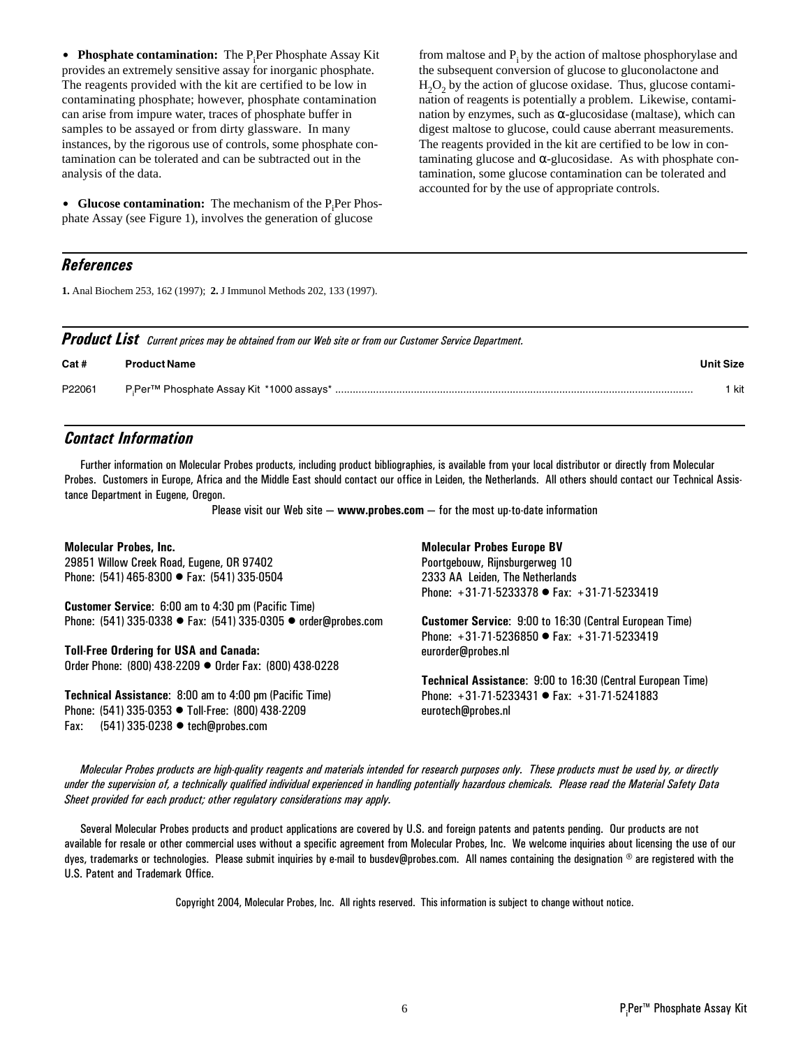- **Phosphate contamination:** The $P_i$Per Phosphate Assay Kit provides an extremely sensitive assay for inorganic phosphate. The reagents provided with the kit are certified to be low in contaminating phosphate; however, phosphate contamination can arise from impure water, traces of phosphate buffer in samples to be assayed or from dirty glassware. In many instances, by the rigorous use of controls, some phosphate contamination can be tolerated and can be subtracted out in the analysis of the data.

- **Glucose contamination:** The mechanism of the $P_i$Per Phosphate Assay (see Figure 1), involves the generation of glucose from maltose and $P_i$ by the action of maltose phosphorylase and the subsequent conversion of glucose to gluconolactone and $H_2O_2$ by the action of glucose oxidase. Thus, glucose contamination of reagents is potentially a problem. Likewise, contamination by enzymes, such as α-glucosidase (maltase), which can digest maltose to glucose, could cause aberrant measurements. The reagents provided in the kit are certified to be low in contaminating glucose and α-glucosidase. As with phosphate contamination, some glucose contamination can be tolerated and accounted for by the use of appropriate controls.

## *References*

**1.** Anal Biochem 253, 162 (1997); **2.** J Immunol Methods 202, 133 (1997).

## *Product List*

*Current prices may be obtained from our Web site or from our Customer Service Department.*

| Cat # | Product Name | Unit Size |
|---|---|---|
| P22061 | $P_i$Per™ Phosphate Assay Kit *1000 assays* | 1 kit |

## *Contact Information*

Further information on Molecular Probes products, including product bibliographies, is available from your local distributor or directly from Molecular Probes. Customers in Europe, Africa and the Middle East should contact our office in Leiden, the Netherlands. All others should contact our Technical Assistance Department in Eugene, Oregon.

Please visit our Web site — **www.probes.com** — for the most up-to-date information

**Molecular Probes, Inc.**
29851 Willow Creek Road, Eugene, OR 97402
Phone: (541) 465-8300 ● Fax: (541) 335-0504

**Customer Service**: 6:00 am to 4:30 pm (Pacific Time)
Phone: (541) 335-0338 ● Fax: (541) 335-0305 ● order@probes.com

**Toll-Free Ordering for USA and Canada:**
Order Phone: (800) 438-2209 ● Order Fax: (800) 438-0228

**Technical Assistance**: 8:00 am to 4:00 pm (Pacific Time)
Phone: (541) 335-0353 ● Toll-Free: (800) 438-2209
Fax: (541) 335-0238 ● tech@probes.com

**Molecular Probes Europe BV**
Poortgebouw, Rijnsburgerweg 10
2333 AA Leiden, The Netherlands
Phone: +31-71-5233378 ● Fax: +31-71-5233419

**Customer Service**: 9:00 to 16:30 (Central European Time)
Phone: +31-71-5236850 ● Fax: +31-71-5233419
eurorder@probes.nl

**Technical Assistance**: 9:00 to 16:30 (Central European Time)
Phone: +31-71-5233431 ● Fax: +31-71-5241883
eurotech@probes.nl

*Molecular Probes products are high-quality reagents and materials intended for research purposes only. These products must be used by, or directly under the supervision of, a technically qualified individual experienced in handling potentially hazardous chemicals. Please read the Material Safety Data Sheet provided for each product; other regulatory considerations may apply.*

Several Molecular Probes products and product applications are covered by U.S. and foreign patents and patents pending. Our products are not available for resale or other commercial uses without a specific agreement from Molecular Probes, Inc. We welcome inquiries about licensing the use of our dyes, trademarks or technologies. Please submit inquiries by e-mail to busdev@probes.com. All names containing the designation ® are registered with the U.S. Patent and Trademark Office.

Copyright 2004, Molecular Probes, Inc. All rights reserved. This information is subject to change without notice.